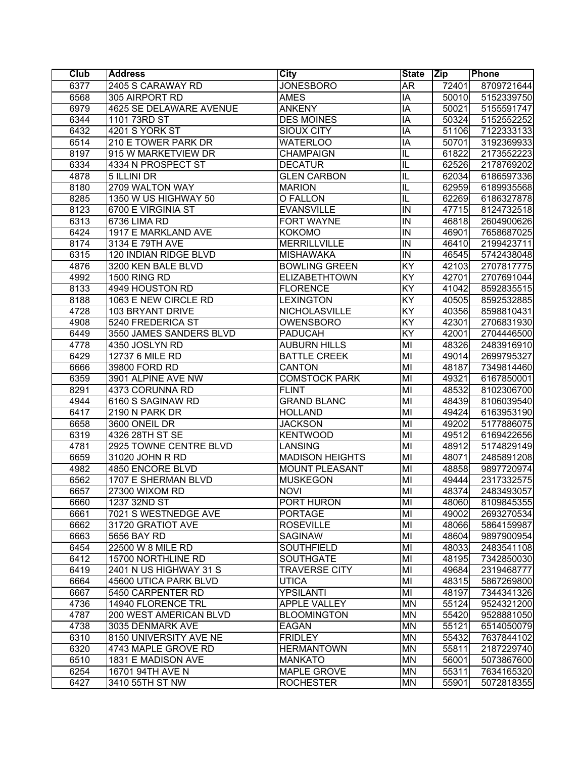| Club | Address | City | State | Zip | Phone |
|---|---|---|---|---|---|
| 6377 | 2405 S CARAWAY RD | JONESBORO | AR | 72401 | 8709721644 |
| 6568 | 305 AIRPORT RD | AMES | IA | 50010 | 5152339750 |
| 6979 | 4625 SE DELAWARE AVENUE | ANKENY | IA | 50021 | 5155591747 |
| 6344 | 1101 73RD ST | DES MOINES | IA | 50324 | 5152552252 |
| 6432 | 4201 S YORK ST | SIOUX CITY | IA | 51106 | 7122333133 |
| 6514 | 210 E TOWER PARK DR | WATERLOO | IA | 50701 | 3192369933 |
| 8197 | 915 W MARKETVIEW DR | CHAMPAIGN | IL | 61822 | 2173552223 |
| 6334 | 4334 N PROSPECT ST | DECATUR | IL | 62526 | 2178769202 |
| 4878 | 5 ILLINI DR | GLEN CARBON | IL | 62034 | 6186597336 |
| 8180 | 2709 WALTON WAY | MARION | IL | 62959 | 6189935568 |
| 8285 | 1350 W US HIGHWAY 50 | O FALLON | IL | 62269 | 6186327878 |
| 8123 | 6700 E VIRGINIA ST | EVANSVILLE | IN | 47715 | 8124732518 |
| 6313 | 6736 LIMA RD | FORT WAYNE | IN | 46818 | 2604900626 |
| 6424 | 1917 E MARKLAND AVE | KOKOMO | IN | 46901 | 7658687025 |
| 8174 | 3134 E 79TH AVE | MERRILLVILLE | IN | 46410 | 2199423711 |
| 6315 | 120 INDIAN RIDGE BLVD | MISHAWAKA | IN | 46545 | 5742438048 |
| 4876 | 3200 KEN BALE BLVD | BOWLING GREEN | KY | 42103 | 2707817775 |
| 4992 | 1500 RING RD | ELIZABETHTOWN | KY | 42701 | 2707691044 |
| 8133 | 4949 HOUSTON RD | FLORENCE | KY | 41042 | 8592835515 |
| 8188 | 1063 E NEW CIRCLE RD | LEXINGTON | KY | 40505 | 8592532885 |
| 4728 | 103 BRYANT DRIVE | NICHOLASVILLE | KY | 40356 | 8598810431 |
| 4908 | 5240 FREDERICA ST | OWENSBORO | KY | 42301 | 2706831930 |
| 6449 | 3550 JAMES SANDERS BLVD | PADUCAH | KY | 42001 | 2704446500 |
| 4778 | 4350 JOSLYN RD | AUBURN HILLS | MI | 48326 | 2483916910 |
| 6429 | 12737 6 MILE RD | BATTLE CREEK | MI | 49014 | 2699795327 |
| 6666 | 39800 FORD RD | CANTON | MI | 48187 | 7349814460 |
| 6359 | 3901 ALPINE AVE NW | COMSTOCK PARK | MI | 49321 | 6167850001 |
| 8291 | 4373 CORUNNA RD | FLINT | MI | 48532 | 8102306700 |
| 4944 | 6160 S SAGINAW RD | GRAND BLANC | MI | 48439 | 8106039540 |
| 6417 | 2190 N PARK DR | HOLLAND | MI | 49424 | 6163953190 |
| 6658 | 3600 ONEIL DR | JACKSON | MI | 49202 | 5177886075 |
| 6319 | 4326 28TH ST SE | KENTWOOD | MI | 49512 | 6169422656 |
| 4781 | 2925 TOWNE CENTRE BLVD | LANSING | MI | 48912 | 5174829149 |
| 6659 | 31020 JOHN R RD | MADISON HEIGHTS | MI | 48071 | 2485891208 |
| 4982 | 4850 ENCORE BLVD | MOUNT PLEASANT | MI | 48858 | 9897720974 |
| 6562 | 1707 E SHERMAN BLVD | MUSKEGON | MI | 49444 | 2317332575 |
| 6657 | 27300 WIXOM RD | NOVI | MI | 48374 | 2483493057 |
| 6660 | 1237 32ND ST | PORT HURON | MI | 48060 | 8109845355 |
| 6661 | 7021 S WESTNEDGE AVE | PORTAGE | MI | 49002 | 2693270534 |
| 6662 | 31720 GRATIOT AVE | ROSEVILLE | MI | 48066 | 5864159987 |
| 6663 | 5656 BAY RD | SAGINAW | MI | 48604 | 9897900954 |
| 6454 | 22500 W 8 MILE RD | SOUTHFIELD | MI | 48033 | 2483541108 |
| 6412 | 15700 NORTHLINE RD | SOUTHGATE | MI | 48195 | 7342850030 |
| 6419 | 2401 N US HIGHWAY 31 S | TRAVERSE CITY | MI | 49684 | 2319468777 |
| 6664 | 45600 UTICA PARK BLVD | UTICA | MI | 48315 | 5867269800 |
| 6667 | 5450 CARPENTER RD | YPSILANTI | MI | 48197 | 7344341326 |
| 4736 | 14940 FLORENCE TRL | APPLE VALLEY | MN | 55124 | 9524321200 |
| 4787 | 200 WEST AMERICAN BLVD | BLOOMINGTON | MN | 55420 | 9528881050 |
| 4738 | 3035 DENMARK AVE | EAGAN | MN | 55121 | 6514050079 |
| 6310 | 8150 UNIVERSITY AVE NE | FRIDLEY | MN | 55432 | 7637844102 |
| 6320 | 4743 MAPLE GROVE RD | HERMANTOWN | MN | 55811 | 2187229740 |
| 6510 | 1831 E MADISON AVE | MANKATO | MN | 56001 | 5073867600 |
| 6254 | 16701 94TH AVE N | MAPLE GROVE | MN | 55311 | 7634165320 |
| 6427 | 3410 55TH ST NW | ROCHESTER | MN | 55901 | 5072818355 |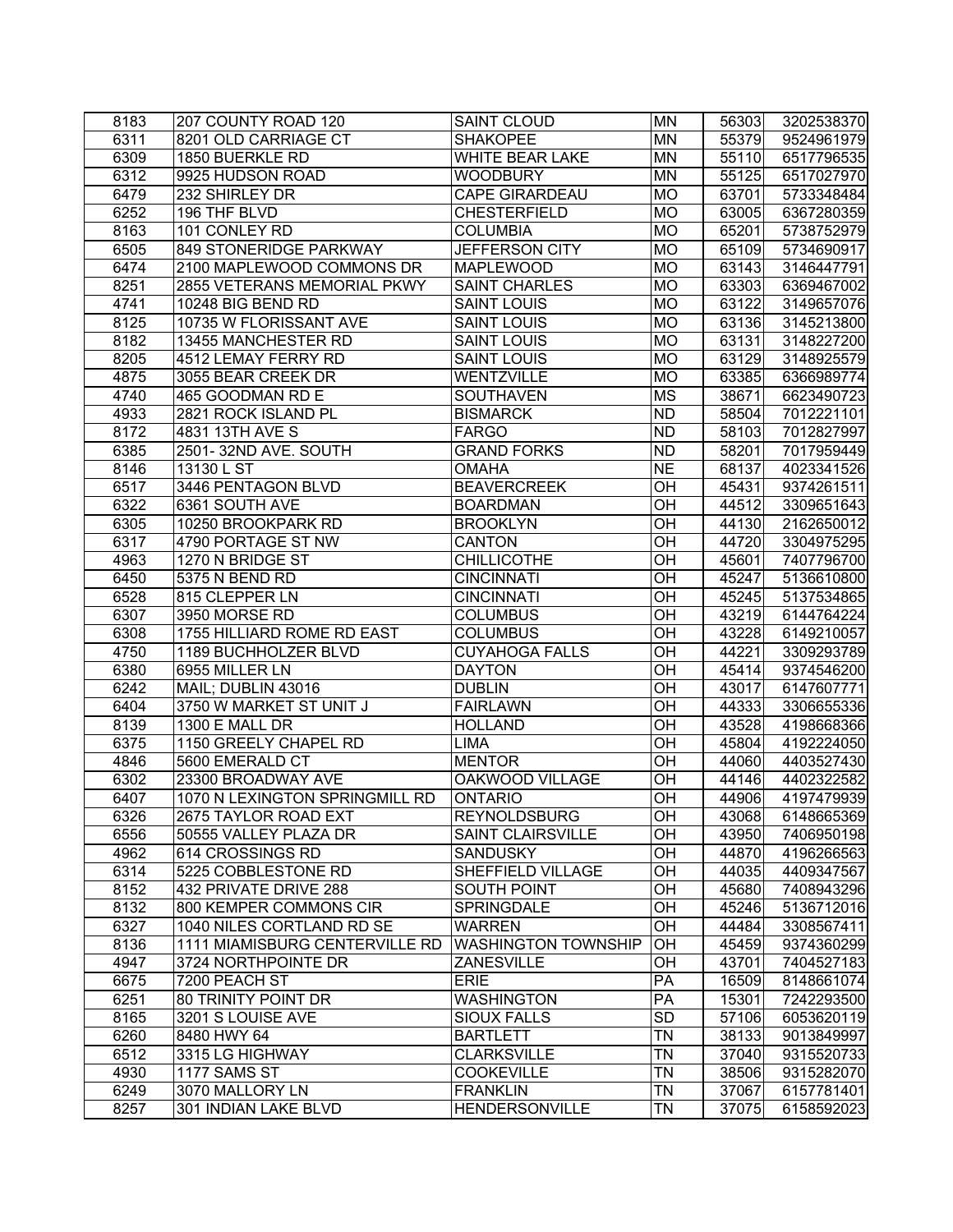| 8183 | 207 COUNTY ROAD 120 | SAINT CLOUD | MN | 56303 | 3202538370 |
|---|---|---|---|---|---|
| 6311 | 8201 OLD CARRIAGE CT | SHAKOPEE | MN | 55379 | 9524961979 |
| 6309 | 1850 BUERKLE RD | WHITE BEAR LAKE | MN | 55110 | 6517796535 |
| 6312 | 9925 HUDSON ROAD | WOODBURY | MN | 55125 | 6517027970 |
| 6479 | 232 SHIRLEY DR | CAPE GIRARDEAU | MO | 63701 | 5733348484 |
| 6252 | 196 THF BLVD | CHESTERFIELD | MO | 63005 | 6367280359 |
| 8163 | 101 CONLEY RD | COLUMBIA | MO | 65201 | 5738752979 |
| 6505 | 849 STONERIDGE PARKWAY | JEFFERSON CITY | MO | 65109 | 5734690917 |
| 6474 | 2100 MAPLEWOOD COMMONS DR | MAPLEWOOD | MO | 63143 | 3146447791 |
| 8251 | 2855 VETERANS MEMORIAL PKWY | SAINT CHARLES | MO | 63303 | 6369467002 |
| 4741 | 10248 BIG BEND RD | SAINT LOUIS | MO | 63122 | 3149657076 |
| 8125 | 10735 W FLORISSANT AVE | SAINT LOUIS | MO | 63136 | 3145213800 |
| 8182 | 13455 MANCHESTER RD | SAINT LOUIS | MO | 63131 | 3148227200 |
| 8205 | 4512 LEMAY FERRY RD | SAINT LOUIS | MO | 63129 | 3148925579 |
| 4875 | 3055 BEAR CREEK DR | WENTZVILLE | MO | 63385 | 6366989774 |
| 4740 | 465 GOODMAN RD E | SOUTHAVEN | MS | 38671 | 6623490723 |
| 4933 | 2821 ROCK ISLAND PL | BISMARCK | ND | 58504 | 7012221101 |
| 8172 | 4831 13TH AVE S | FARGO | ND | 58103 | 7012827997 |
| 6385 | 2501- 32ND AVE. SOUTH | GRAND FORKS | ND | 58201 | 7017959449 |
| 8146 | 13130 L ST | OMAHA | NE | 68137 | 4023341526 |
| 6517 | 3446 PENTAGON BLVD | BEAVERCREEK | OH | 45431 | 9374261511 |
| 6322 | 6361 SOUTH AVE | BOARDMAN | OH | 44512 | 3309651643 |
| 6305 | 10250 BROOKPARK RD | BROOKLYN | OH | 44130 | 2162650012 |
| 6317 | 4790 PORTAGE ST NW | CANTON | OH | 44720 | 3304975295 |
| 4963 | 1270 N BRIDGE ST | CHILLICOTHE | OH | 45601 | 7407796700 |
| 6450 | 5375 N BEND RD | CINCINNATI | OH | 45247 | 5136610800 |
| 6528 | 815 CLEPPER LN | CINCINNATI | OH | 45245 | 5137534865 |
| 6307 | 3950 MORSE RD | COLUMBUS | OH | 43219 | 6144764224 |
| 6308 | 1755 HILLIARD ROME RD EAST | COLUMBUS | OH | 43228 | 6149210057 |
| 4750 | 1189 BUCHHOLZER BLVD | CUYAHOGA FALLS | OH | 44221 | 3309293789 |
| 6380 | 6955 MILLER LN | DAYTON | OH | 45414 | 9374546200 |
| 6242 | MAIL; DUBLIN 43016 | DUBLIN | OH | 43017 | 6147607771 |
| 6404 | 3750 W MARKET ST UNIT J | FAIRLAWN | OH | 44333 | 3306655336 |
| 8139 | 1300 E MALL DR | HOLLAND | OH | 43528 | 4198668366 |
| 6375 | 1150 GREELY CHAPEL RD | LIMA | OH | 45804 | 4192224050 |
| 4846 | 5600 EMERALD CT | MENTOR | OH | 44060 | 4403527430 |
| 6302 | 23300 BROADWAY AVE | OAKWOOD VILLAGE | OH | 44146 | 4402322582 |
| 6407 | 1070 N LEXINGTON SPRINGMILL RD | ONTARIO | OH | 44906 | 4197479939 |
| 6326 | 2675 TAYLOR ROAD EXT | REYNOLDSBURG | OH | 43068 | 6148665369 |
| 6556 | 50555 VALLEY PLAZA DR | SAINT CLAIRSVILLE | OH | 43950 | 7406950198 |
| 4962 | 614 CROSSINGS RD | SANDUSKY | OH | 44870 | 4196266563 |
| 6314 | 5225 COBBLESTONE RD | SHEFFIELD VILLAGE | OH | 44035 | 4409347567 |
| 8152 | 432 PRIVATE DRIVE 288 | SOUTH POINT | OH | 45680 | 7408943296 |
| 8132 | 800 KEMPER COMMONS CIR | SPRINGDALE | OH | 45246 | 5136712016 |
| 6327 | 1040 NILES CORTLAND RD SE | WARREN | OH | 44484 | 3308567411 |
| 8136 | 1111 MIAMISBURG CENTERVILLE RD | WASHINGTON TOWNSHIP | OH | 45459 | 9374360299 |
| 4947 | 3724 NORTHPOINTE DR | ZANESVILLE | OH | 43701 | 7404527183 |
| 6675 | 7200 PEACH ST | ERIE | PA | 16509 | 8148661074 |
| 6251 | 80 TRINITY POINT DR | WASHINGTON | PA | 15301 | 7242293500 |
| 8165 | 3201 S LOUISE AVE | SIOUX FALLS | SD | 57106 | 6053620119 |
| 6260 | 8480 HWY 64 | BARTLETT | TN | 38133 | 9013849997 |
| 6512 | 3315 LG HIGHWAY | CLARKSVILLE | TN | 37040 | 9315520733 |
| 4930 | 1177 SAMS ST | COOKEVILLE | TN | 38506 | 9315282070 |
| 6249 | 3070 MALLORY LN | FRANKLIN | TN | 37067 | 6157781401 |
| 8257 | 301 INDIAN LAKE BLVD | HENDERSONVILLE | TN | 37075 | 6158592023 |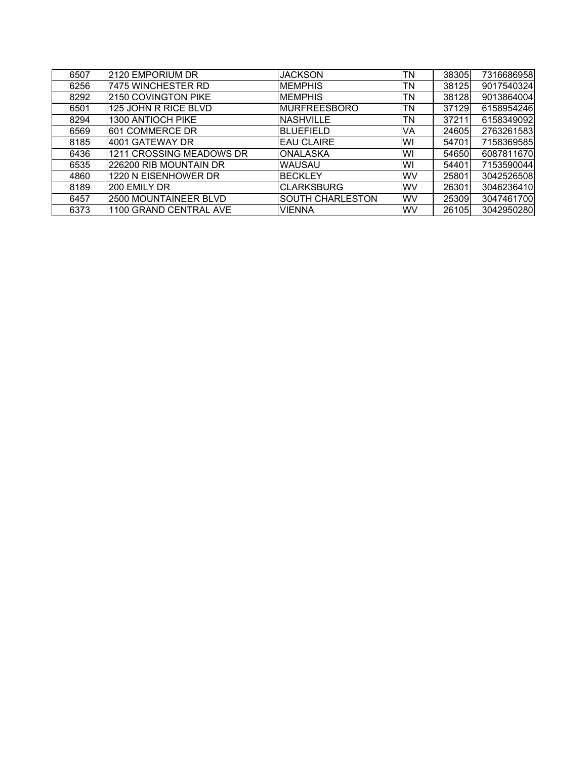| | | | | | |
|---|---|---|---|---|---|
| 6507 | 2120 EMPORIUM DR | JACKSON | TN | 38305 | 7316686958 |
| 6256 | 7475 WINCHESTER RD | MEMPHIS | TN | 38125 | 9017540324 |
| 8292 | 2150 COVINGTON PIKE | MEMPHIS | TN | 38128 | 9013864004 |
| 6501 | 125 JOHN R RICE BLVD | MURFREESBORO | TN | 37129 | 6158954246 |
| 8294 | 1300 ANTIOCH PIKE | NASHVILLE | TN | 37211 | 6158349092 |
| 6569 | 601 COMMERCE DR | BLUEFIELD | VA | 24605 | 2763261583 |
| 8185 | 4001 GATEWAY DR | EAU CLAIRE | WI | 54701 | 7158369585 |
| 6436 | 1211 CROSSING MEADOWS DR | ONALASKA | WI | 54650 | 6087811670 |
| 6535 | 226200 RIB MOUNTAIN DR | WAUSAU | WI | 54401 | 7153590044 |
| 4860 | 1220 N EISENHOWER DR | BECKLEY | WV | 25801 | 3042526508 |
| 8189 | 200 EMILY DR | CLARKSBURG | WV | 26301 | 3046236410 |
| 6457 | 2500 MOUNTAINEER BLVD | SOUTH CHARLESTON | WV | 25309 | 3047461700 |
| 6373 | 1100 GRAND CENTRAL AVE | VIENNA | WV | 26105 | 3042950280 |